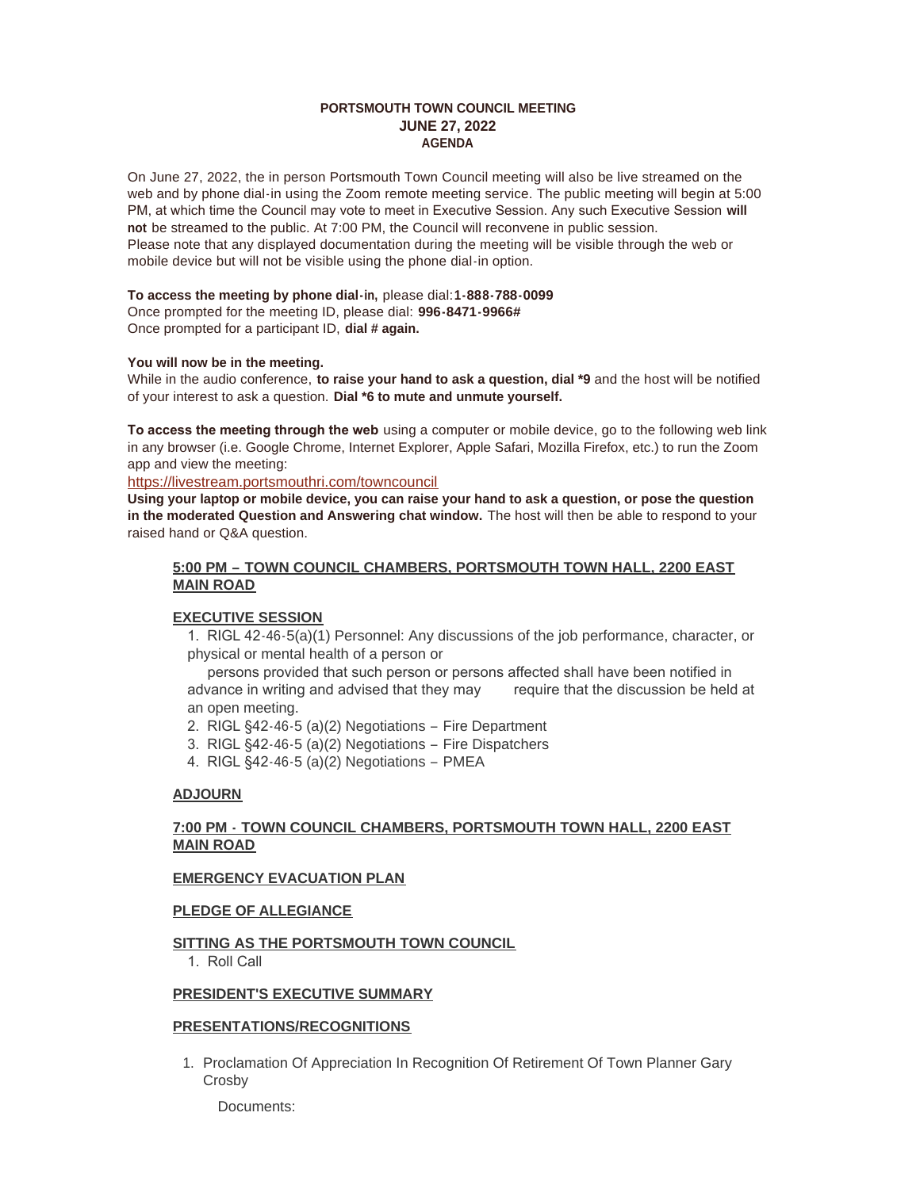**PORTSMOUTH TOWN COUNCIL MEETING**
**JUNE 27, 2022**
**AGENDA**

On June 27, 2022, the in person Portsmouth Town Council meeting will also be live streamed on the web and by phone dial-in using the Zoom remote meeting service. The public meeting will begin at 5:00 PM, at which time the Council may vote to meet in Executive Session. Any such Executive Session **will not** be streamed to the public. At 7:00 PM, the Council will reconvene in public session.
Please note that any displayed documentation during the meeting will be visible through the web or mobile device but will not be visible using the phone dial-in option.

**To access the meeting by phone dial-in,** please dial:**1-888-788-0099**
Once prompted for the meeting ID, please dial: **996-8471-9966#**
Once prompted for a participant ID, **dial # again.**

**You will now be in the meeting.**
While in the audio conference, **to raise your hand to ask a question, dial *9** and the host will be notified of your interest to ask a question. **Dial *6 to mute and unmute yourself.**

**To access the meeting through the web** using a computer or mobile device, go to the following web link in any browser (i.e. Google Chrome, Internet Explorer, Apple Safari, Mozilla Firefox, etc.) to run the Zoom app and view the meeting:
https://livestream.portsmouthri.com/towncouncil
**Using your laptop or mobile device, you can raise your hand to ask a question, or pose the question in the moderated Question and Answering chat window.** The host will then be able to respond to your raised hand or Q&A question.

**5:00 PM – TOWN COUNCIL CHAMBERS, PORTSMOUTH TOWN HALL, 2200 EAST MAIN ROAD**

**EXECUTIVE SESSION**

1. RIGL 42-46-5(a)(1) Personnel: Any discussions of the job performance, character, or physical or mental health of a person or persons provided that such person or persons affected shall have been notified in advance in writing and advised that they may require that the discussion be held at an open meeting.
2. RIGL §42-46-5 (a)(2) Negotiations – Fire Department
3. RIGL §42-46-5 (a)(2) Negotiations – Fire Dispatchers
4. RIGL §42-46-5 (a)(2) Negotiations – PMEA

**ADJOURN**

**7:00 PM - TOWN COUNCIL CHAMBERS, PORTSMOUTH TOWN HALL, 2200 EAST MAIN ROAD**

**EMERGENCY EVACUATION PLAN**

**PLEDGE OF ALLEGIANCE**

**SITTING AS THE PORTSMOUTH TOWN COUNCIL**

1. Roll Call

**PRESIDENT'S EXECUTIVE SUMMARY**

**PRESENTATIONS/RECOGNITIONS**

1. Proclamation Of Appreciation In Recognition Of Retirement Of Town Planner Gary Crosby

   Documents: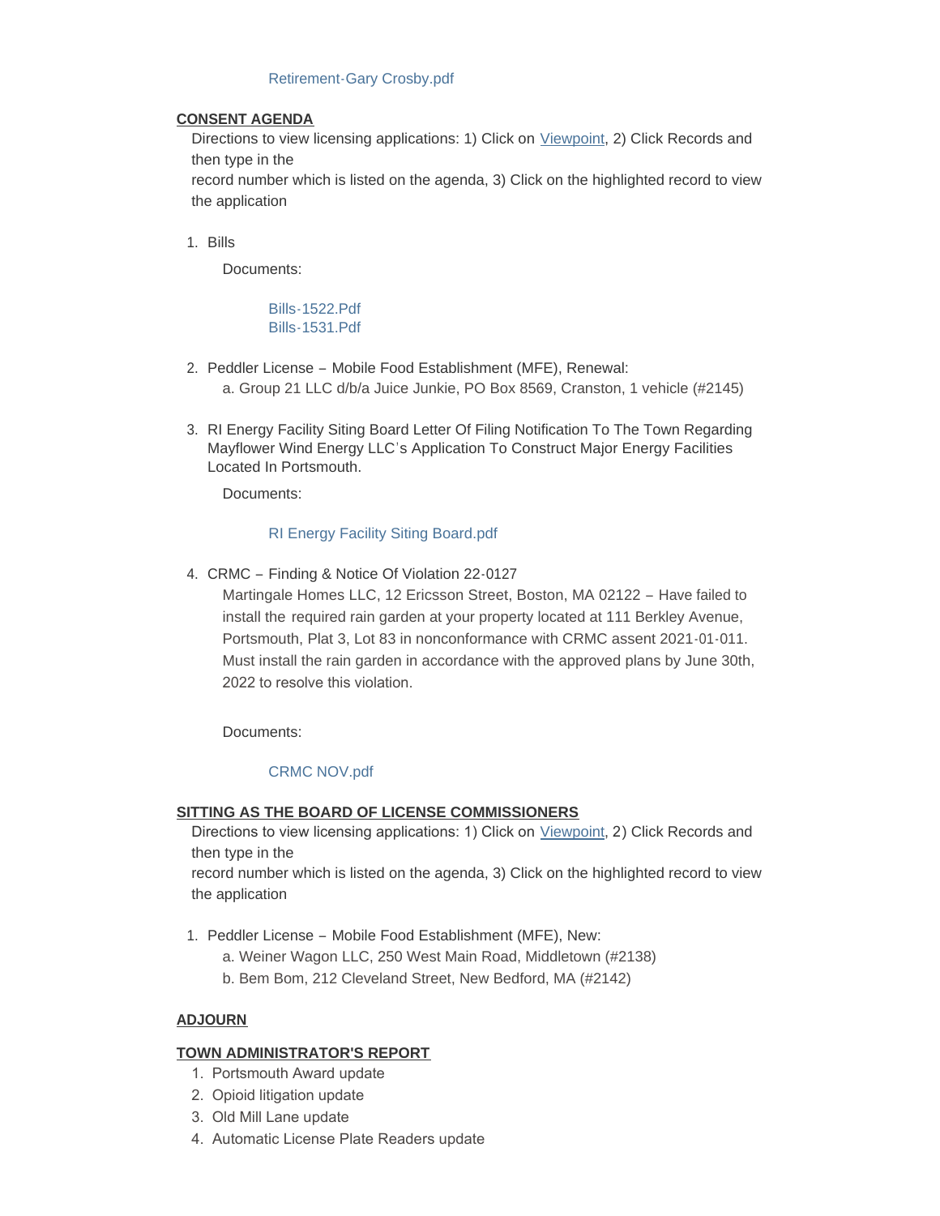Retirement-Gary Crosby.pdf

**CONSENT AGENDA**

Directions to view licensing applications: 1) Click on Viewpoint, 2) Click Records and then type in the record number which is listed on the agenda, 3) Click on the highlighted record to view the application

1. Bills

   Documents:

   Bills-1522.Pdf
   Bills-1531.Pdf

2. Peddler License – Mobile Food Establishment (MFE), Renewal:
   a. Group 21 LLC d/b/a Juice Junkie, PO Box 8569, Cranston, 1 vehicle (#2145)

3. RI Energy Facility Siting Board Letter Of Filing Notification To The Town Regarding Mayflower Wind Energy LLC's Application To Construct Major Energy Facilities Located In Portsmouth.

   Documents:

   RI Energy Facility Siting Board.pdf

4. CRMC – Finding & Notice Of Violation 22-0127
   Martingale Homes LLC, 12 Ericsson Street, Boston, MA 02122 – Have failed to install the required rain garden at your property located at 111 Berkley Avenue, Portsmouth, Plat 3, Lot 83 in nonconformance with CRMC assent 2021-01-011. Must install the rain garden in accordance with the approved plans by June 30th, 2022 to resolve this violation.

   Documents:

   CRMC NOV.pdf

**SITTING AS THE BOARD OF LICENSE COMMISSIONERS**

Directions to view licensing applications: 1) Click on Viewpoint, 2) Click Records and then type in the record number which is listed on the agenda, 3) Click on the highlighted record to view the application

1. Peddler License – Mobile Food Establishment (MFE), New:
   a. Weiner Wagon LLC, 250 West Main Road, Middletown (#2138)
   b. Bem Bom, 212 Cleveland Street, New Bedford, MA (#2142)

**ADJOURN**

**TOWN ADMINISTRATOR'S REPORT**

1. Portsmouth Award update
2. Opioid litigation update
3. Old Mill Lane update
4. Automatic License Plate Readers update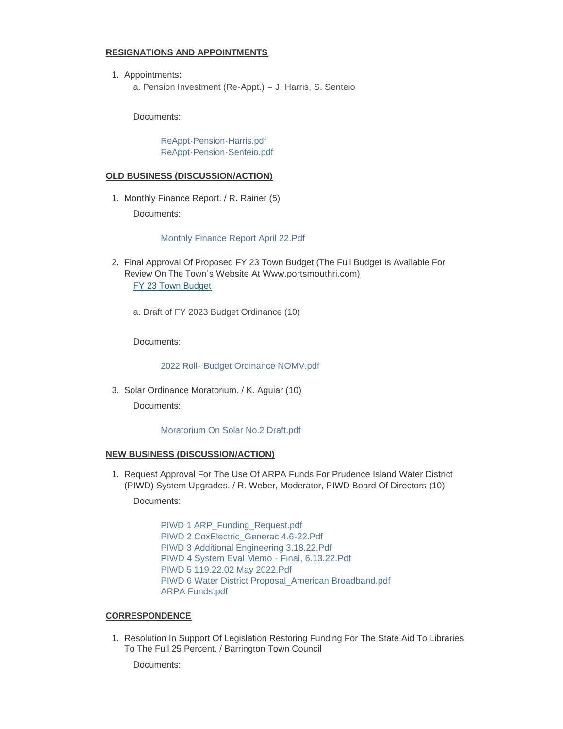**RESIGNATIONS AND APPOINTMENTS**

1. Appointments:
   a. Pension Investment (Re-Appt.) – J. Harris, S. Senteio

   Documents:

   ReAppt-Pension-Harris.pdf
   ReAppt-Pension-Senteio.pdf

**OLD BUSINESS (DISCUSSION/ACTION)**

1. Monthly Finance Report. / R. Rainer (5)

   Documents:

   Monthly Finance Report April 22.Pdf

2. Final Approval Of Proposed FY 23 Town Budget (The Full Budget Is Available For Review On The Town's Website At Www.portsmouthri.com)
   FY 23 Town Budget

   a. Draft of FY 2023 Budget Ordinance (10)

   Documents:

   2022 Roll- Budget Ordinance NOMV.pdf

3. Solar Ordinance Moratorium. / K. Aguiar (10)

   Documents:

   Moratorium On Solar No.2 Draft.pdf

**NEW BUSINESS (DISCUSSION/ACTION)**

1. Request Approval For The Use Of ARPA Funds For Prudence Island Water District (PIWD) System Upgrades. / R. Weber, Moderator, PIWD Board Of Directors (10)

   Documents:

   PIWD 1 ARP_Funding_Request.pdf
   PIWD 2 CoxElectric_Generac 4.6-22.Pdf
   PIWD 3 Additional Engineering 3.18.22.Pdf
   PIWD 4 System Eval Memo - Final, 6.13.22.Pdf
   PIWD 5 119.22.02 May 2022.Pdf
   PIWD 6 Water District Proposal_American Broadband.pdf
   ARPA Funds.pdf

**CORRESPONDENCE**

1. Resolution In Support Of Legislation Restoring Funding For The State Aid To Libraries To The Full 25 Percent. / Barrington Town Council

   Documents: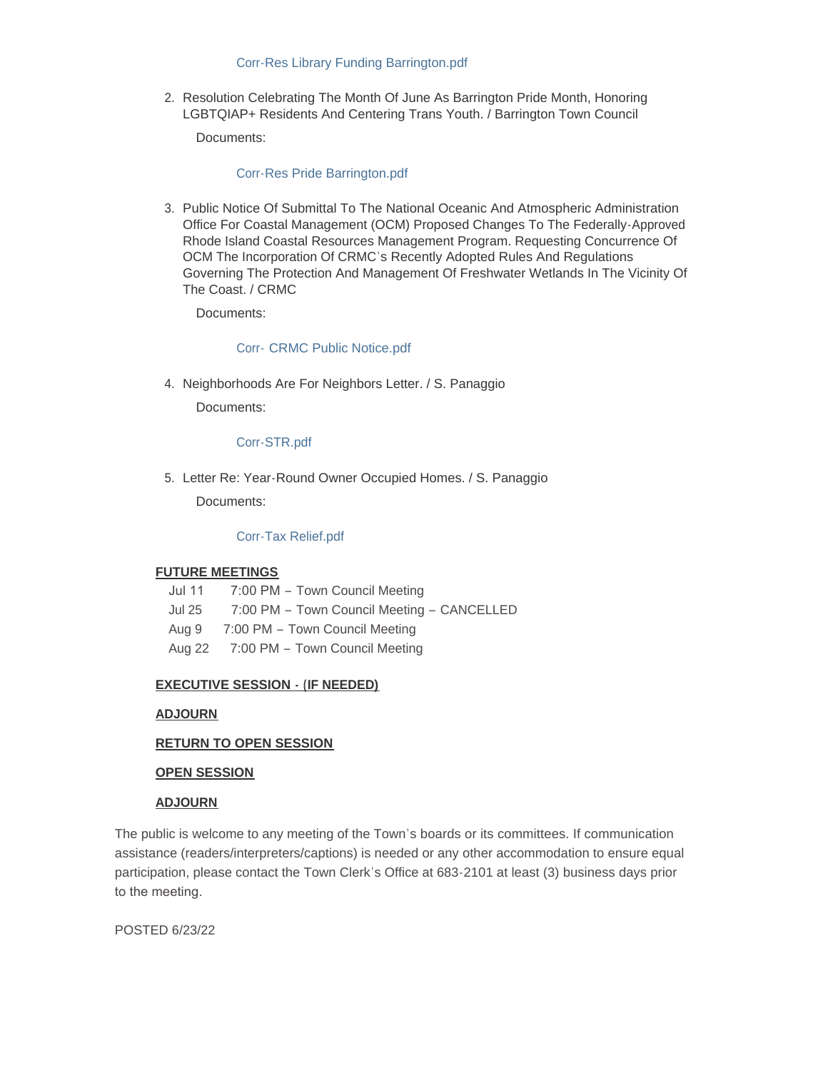Corr-Res Library Funding Barrington.pdf

2. Resolution Celebrating The Month Of June As Barrington Pride Month, Honoring LGBTQIAP+ Residents And Centering Trans Youth. / Barrington Town Council

   Documents:

   Corr-Res Pride Barrington.pdf

3. Public Notice Of Submittal To The National Oceanic And Atmospheric Administration Office For Coastal Management (OCM) Proposed Changes To The Federally-Approved Rhode Island Coastal Resources Management Program. Requesting Concurrence Of OCM The Incorporation Of CRMC's Recently Adopted Rules And Regulations Governing The Protection And Management Of Freshwater Wetlands In The Vicinity Of The Coast. / CRMC

   Documents:

   Corr- CRMC Public Notice.pdf

4. Neighborhoods Are For Neighbors Letter. / S. Panaggio

   Documents:

   Corr-STR.pdf

5. Letter Re: Year-Round Owner Occupied Homes. / S. Panaggio

   Documents:

   Corr-Tax Relief.pdf

**FUTURE MEETINGS**

Jul 11 7:00 PM – Town Council Meeting
Jul 25 7:00 PM – Town Council Meeting – CANCELLED
Aug 9 7:00 PM – Town Council Meeting
Aug 22 7:00 PM – Town Council Meeting

**EXECUTIVE SESSION - (IF NEEDED)**

**ADJOURN**

**RETURN TO OPEN SESSION**

**OPEN SESSION**

**ADJOURN**

The public is welcome to any meeting of the Town's boards or its committees. If communication assistance (readers/interpreters/captions) is needed or any other accommodation to ensure equal participation, please contact the Town Clerk's Office at 683-2101 at least (3) business days prior to the meeting.

POSTED 6/23/22